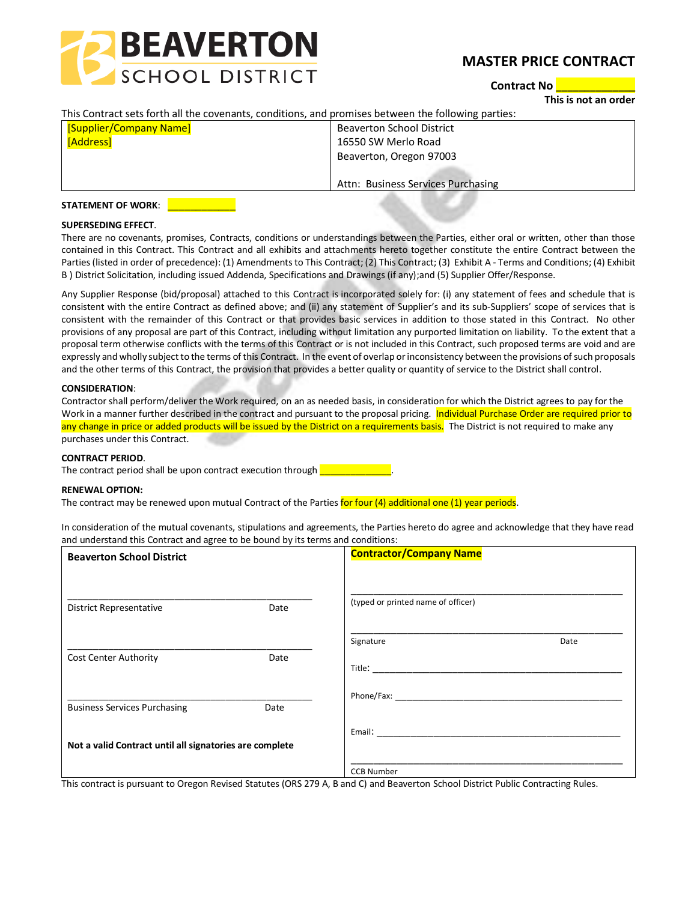BEAVERTON SCHOOL DISTRICT

# MASTER PRICE CONTRACT

**Contract No \_\_\_\_\_\_\_\_\_\_\_\_**

**This is not an order**

This Contract sets forth all the covenants, conditions, and promises between the following parties:

| [Supplier/Company Name]<br>[Address] | Beaverton School District<br>16550 SW Merlo Road<br>Beaverton, Oregon 97003<br><br>Attn: Business Services Purchasing |
|---|---|

**STATEMENT OF WORK**: \_\_\_\_\_\_\_\_\_\_\_\_

**SUPERSEDING EFFECT**.
There are no covenants, promises, Contracts, conditions or understandings between the Parties, either oral or written, other than those contained in this Contract. This Contract and all exhibits and attachments hereto together constitute the entire Contract between the Parties (listed in order of precedence): (1) Amendments to This Contract; (2) This Contract; (3) Exhibit A - Terms and Conditions; (4) Exhibit B ) District Solicitation, including issued Addenda, Specifications and Drawings (if any);and (5) Supplier Offer/Response.

Any Supplier Response (bid/proposal) attached to this Contract is incorporated solely for: (i) any statement of fees and schedule that is consistent with the entire Contract as defined above; and (ii) any statement of Supplier's and its sub-Suppliers' scope of services that is consistent with the remainder of this Contract or that provides basic services in addition to those stated in this Contract. No other provisions of any proposal are part of this Contract, including without limitation any purported limitation on liability. To the extent that a proposal term otherwise conflicts with the terms of this Contract or is not included in this Contract, such proposed terms are void and are expressly and wholly subject to the terms of this Contract. In the event of overlap or inconsistency between the provisions of such proposals and the other terms of this Contract, the provision that provides a better quality or quantity of service to the District shall control.

**CONSIDERATION**:
Contractor shall perform/deliver the Work required, on an as needed basis, in consideration for which the District agrees to pay for the Work in a manner further described in the contract and pursuant to the proposal pricing. Individual Purchase Order are required prior to any change in price or added products will be issued by the District on a requirements basis. The District is not required to make any purchases under this Contract.

**CONTRACT PERIOD**.
The contract period shall be upon contract execution through \_\_\_\_\_\_\_\_\_\_\_\_.

**RENEWAL OPTION:**
The contract may be renewed upon mutual Contract of the Parties for four (4) additional one (1) year periods.

In consideration of the mutual covenants, stipulations and agreements, the Parties hereto do agree and acknowledge that they have read and understand this Contract and agree to be bound by its terms and conditions:

| **Beaverton School District** | **Contractor/Company Name** |
|---|---|
| \_\_\_\_\_\_\_\_\_\_\_\_\_\_\_\_\_\_\_\_<br>District Representative Date | \_\_\_\_\_\_\_\_\_\_\_\_\_\_\_\_\_\_\_\_<br>(typed or printed name of officer) |
| \_\_\_\_\_\_\_\_\_\_\_\_\_\_\_\_\_\_\_\_<br>Cost Center Authority Date | \_\_\_\_\_\_\_\_\_\_\_\_\_\_\_\_\_\_\_\_<br>Signature Date |
| | Title: \_\_\_\_\_\_\_\_\_\_\_\_\_\_\_\_\_\_\_\_ |
| \_\_\_\_\_\_\_\_\_\_\_\_\_\_\_\_\_\_\_\_<br>Business Services Purchasing Date | Phone/Fax: \_\_\_\_\_\_\_\_\_\_\_\_\_\_\_\_\_\_\_\_ |
| **Not a valid Contract until all signatories are complete** | Email: \_\_\_\_\_\_\_\_\_\_\_\_\_\_\_\_\_\_\_\_ |
| | \_\_\_\_\_\_\_\_\_\_\_\_\_\_\_\_\_\_\_\_<br>CCB Number |

This contract is pursuant to Oregon Revised Statutes (ORS 279 A, B and C) and Beaverton School District Public Contracting Rules.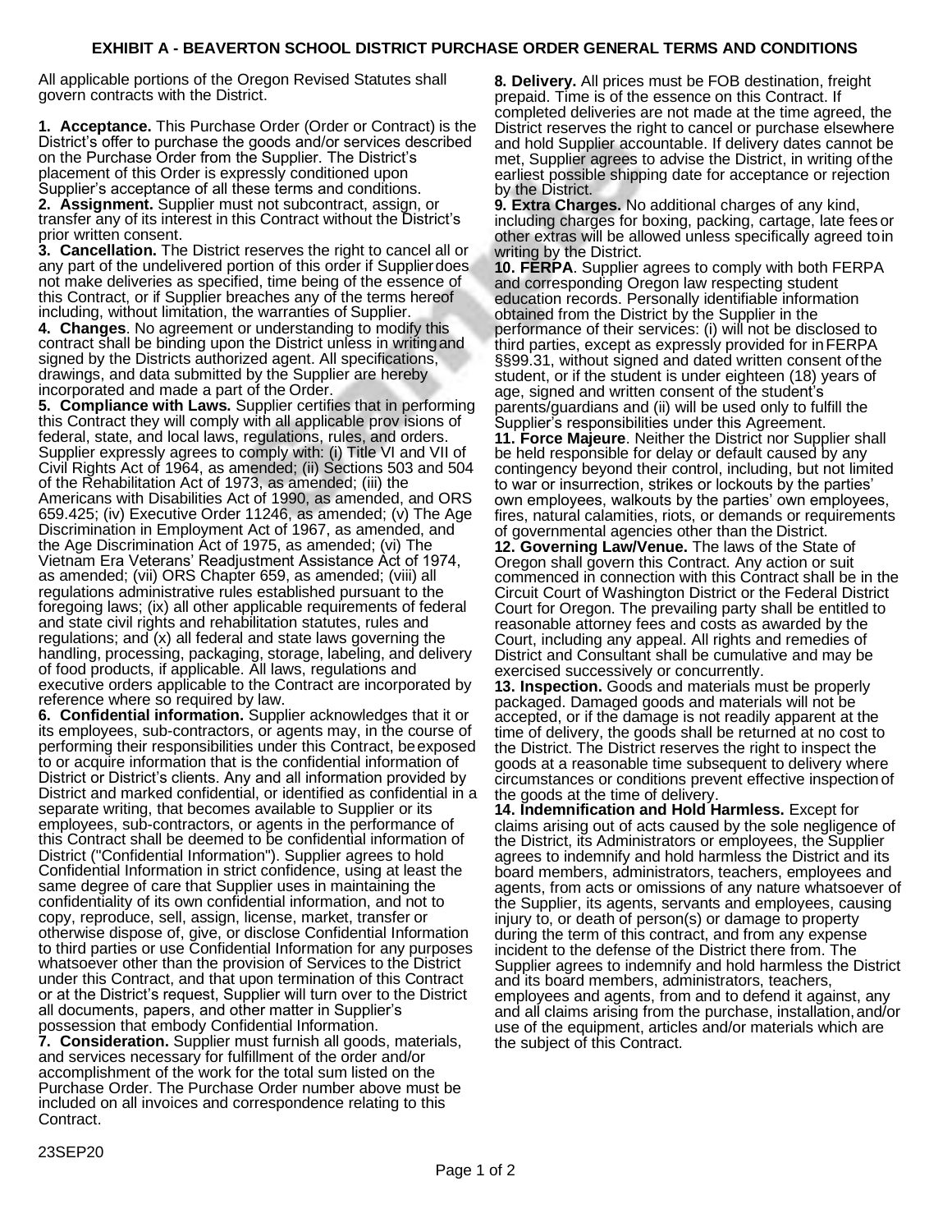# EXHIBIT A - BEAVERTON SCHOOL DISTRICT PURCHASE ORDER GENERAL TERMS AND CONDITIONS

All applicable portions of the Oregon Revised Statutes shall govern contracts with the District.

**1. Acceptance.** This Purchase Order (Order or Contract) is the District's offer to purchase the goods and/or services described on the Purchase Order from the Supplier. The District's placement of this Order is expressly conditioned upon Supplier's acceptance of all these terms and conditions.

**2. Assignment.** Supplier must not subcontract, assign, or transfer any of its interest in this Contract without the District's prior written consent.

**3. Cancellation.** The District reserves the right to cancel all or any part of the undelivered portion of this order if Supplier does not make deliveries as specified, time being of the essence of this Contract, or if Supplier breaches any of the terms hereof including, without limitation, the warranties of Supplier.

**4. Changes**. No agreement or understanding to modify this contract shall be binding upon the District unless in writing and signed by the Districts authorized agent. All specifications, drawings, and data submitted by the Supplier are hereby incorporated and made a part of the Order.

**5. Compliance with Laws.** Supplier certifies that in performing this Contract they will comply with all applicable prov isions of federal, state, and local laws, regulations, rules, and orders. Supplier expressly agrees to comply with: (i) Title VI and VII of Civil Rights Act of 1964, as amended; (ii) Sections 503 and 504 of the Rehabilitation Act of 1973, as amended; (iii) the Americans with Disabilities Act of 1990, as amended, and ORS 659.425; (iv) Executive Order 11246, as amended; (v) The Age Discrimination in Employment Act of 1967, as amended, and the Age Discrimination Act of 1975, as amended; (vi) The Vietnam Era Veterans' Readjustment Assistance Act of 1974, as amended; (vii) ORS Chapter 659, as amended; (viii) all regulations administrative rules established pursuant to the foregoing laws; (ix) all other applicable requirements of federal and state civil rights and rehabilitation statutes, rules and regulations; and (x) all federal and state laws governing the handling, processing, packaging, storage, labeling, and delivery of food products, if applicable. All laws, regulations and executive orders applicable to the Contract are incorporated by reference where so required by law.

**6. Confidential information.** Supplier acknowledges that it or its employees, sub-contractors, or agents may, in the course of performing their responsibilities under this Contract, be exposed to or acquire information that is the confidential information of District or District's clients. Any and all information provided by District and marked confidential, or identified as confidential in a separate writing, that becomes available to Supplier or its employees, sub-contractors, or agents in the performance of this Contract shall be deemed to be confidential information of District ("Confidential Information"). Supplier agrees to hold Confidential Information in strict confidence, using at least the same degree of care that Supplier uses in maintaining the confidentiality of its own confidential information, and not to copy, reproduce, sell, assign, license, market, transfer or otherwise dispose of, give, or disclose Confidential Information to third parties or use Confidential Information for any purposes whatsoever other than the provision of Services to the District under this Contract, and that upon termination of this Contract or at the District's request, Supplier will turn over to the District all documents, papers, and other matter in Supplier's possession that embody Confidential Information.

**7. Consideration.** Supplier must furnish all goods, materials, and services necessary for fulfillment of the order and/or accomplishment of the work for the total sum listed on the Purchase Order. The Purchase Order number above must be included on all invoices and correspondence relating to this Contract.

**8. Delivery.** All prices must be FOB destination, freight prepaid. Time is of the essence on this Contract. If completed deliveries are not made at the time agreed, the District reserves the right to cancel or purchase elsewhere and hold Supplier accountable. If delivery dates cannot be met, Supplier agrees to advise the District, in writing of the earliest possible shipping date for acceptance or rejection by the District.

**9. Extra Charges.** No additional charges of any kind, including charges for boxing, packing, cartage, late fees or other extras will be allowed unless specifically agreed to in writing by the District.

**10. FERPA**. Supplier agrees to comply with both FERPA and corresponding Oregon law respecting student education records. Personally identifiable information obtained from the District by the Supplier in the performance of their services: (i) will not be disclosed to third parties, except as expressly provided for in FERPA §§99.31, without signed and dated written consent of the student, or if the student is under eighteen (18) years of age, signed and written consent of the student's parents/guardians and (ii) will be used only to fulfill the Supplier's responsibilities under this Agreement.

**11. Force Majeure**. Neither the District nor Supplier shall be held responsible for delay or default caused by any contingency beyond their control, including, but not limited to war or insurrection, strikes or lockouts by the parties' own employees, walkouts by the parties' own employees, fires, natural calamities, riots, or demands or requirements of governmental agencies other than the District.

**12. Governing Law/Venue.** The laws of the State of Oregon shall govern this Contract. Any action or suit commenced in connection with this Contract shall be in the Circuit Court of Washington District or the Federal District Court for Oregon. The prevailing party shall be entitled to reasonable attorney fees and costs as awarded by the Court, including any appeal. All rights and remedies of District and Consultant shall be cumulative and may be exercised successively or concurrently.

**13. Inspection.** Goods and materials must be properly packaged. Damaged goods and materials will not be accepted, or if the damage is not readily apparent at the time of delivery, the goods shall be returned at no cost to the District. The District reserves the right to inspect the goods at a reasonable time subsequent to delivery where circumstances or conditions prevent effective inspection of the goods at the time of delivery.

**14. Indemnification and Hold Harmless.** Except for claims arising out of acts caused by the sole negligence of the District, its Administrators or employees, the Supplier agrees to indemnify and hold harmless the District and its board members, administrators, teachers, employees and agents, from acts or omissions of any nature whatsoever of the Supplier, its agents, servants and employees, causing injury to, or death of person(s) or damage to property during the term of this contract, and from any expense incident to the defense of the District there from. The Supplier agrees to indemnify and hold harmless the District and its board members, administrators, teachers, employees and agents, from and to defend it against, any and all claims arising from the purchase, installation, and/or use of the equipment, articles and/or materials which are the subject of this Contract.

23SEP20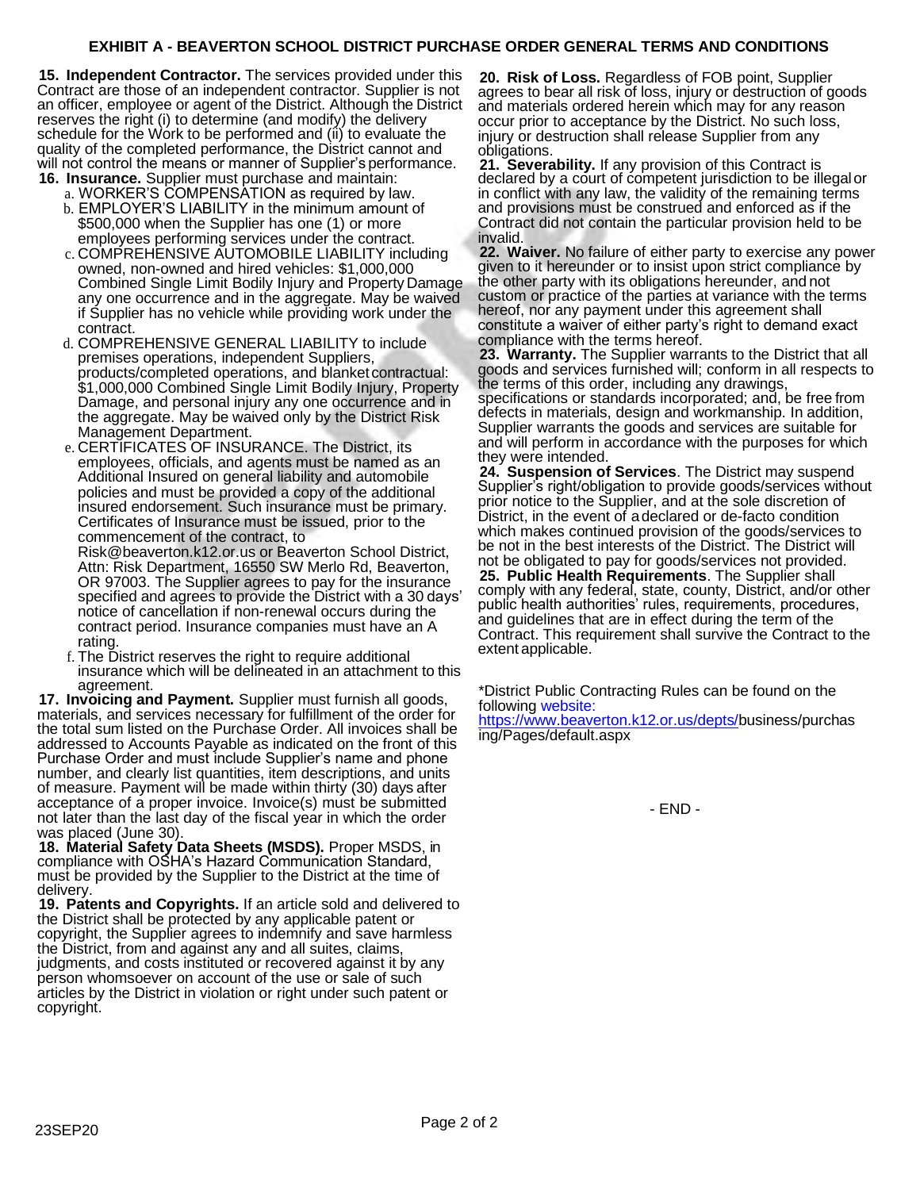## EXHIBIT A - BEAVERTON SCHOOL DISTRICT PURCHASE ORDER GENERAL TERMS AND CONDITIONS

**15. Independent Contractor.** The services provided under this Contract are those of an independent contractor. Supplier is not an officer, employee or agent of the District. Although the District reserves the right (i) to determine (and modify) the delivery schedule for the Work to be performed and (ii) to evaluate the quality of the completed performance, the District cannot and will not control the means or manner of Supplier's performance.

**16. Insurance.** Supplier must purchase and maintain:

a. WORKER'S COMPENSATION as required by law.

b. EMPLOYER'S LIABILITY in the minimum amount of $500,000 when the Supplier has one (1) or more employees performing services under the contract.

c. COMPREHENSIVE AUTOMOBILE LIABILITY including owned, non-owned and hired vehicles: $1,000,000 Combined Single Limit Bodily Injury and Property Damage any one occurrence and in the aggregate. May be waived if Supplier has no vehicle while providing work under the contract.

d. COMPREHENSIVE GENERAL LIABILITY to include premises operations, independent Suppliers, products/completed operations, and blanket contractual: $1,000,000 Combined Single Limit Bodily Injury, Property Damage, and personal injury any one occurrence and in the aggregate. May be waived only by the District Risk Management Department.

e. CERTIFICATES OF INSURANCE. The District, its employees, officials, and agents must be named as an Additional Insured on general liability and automobile policies and must be provided a copy of the additional insured endorsement. Such insurance must be primary. Certificates of Insurance must be issued, prior to the commencement of the contract, to Risk@beaverton.k12.or.us or Beaverton School District, Attn: Risk Department, 16550 SW Merlo Rd, Beaverton, OR 97003. The Supplier agrees to pay for the insurance specified and agrees to provide the District with a 30 days' notice of cancellation if non-renewal occurs during the contract period. Insurance companies must have an A rating.

f. The District reserves the right to require additional insurance which will be delineated in an attachment to this agreement.

**17. Invoicing and Payment.** Supplier must furnish all goods, materials, and services necessary for fulfillment of the order for the total sum listed on the Purchase Order. All invoices shall be addressed to Accounts Payable as indicated on the front of this Purchase Order and must include Supplier's name and phone number, and clearly list quantities, item descriptions, and units of measure. Payment will be made within thirty (30) days after acceptance of a proper invoice. Invoice(s) must be submitted not later than the last day of the fiscal year in which the order was placed (June 30).

**18. Material Safety Data Sheets (MSDS).** Proper MSDS, in compliance with OSHA's Hazard Communication Standard, must be provided by the Supplier to the District at the time of delivery.

**19. Patents and Copyrights.** If an article sold and delivered to the District shall be protected by any applicable patent or copyright, the Supplier agrees to indemnify and save harmless the District, from and against any and all suites, claims, judgments, and costs instituted or recovered against it by any person whomsoever on account of the use or sale of such articles by the District in violation or right under such patent or copyright.

**20. Risk of Loss.** Regardless of FOB point, Supplier agrees to bear all risk of loss, injury or destruction of goods and materials ordered herein which may for any reason occur prior to acceptance by the District. No such loss, injury or destruction shall release Supplier from any obligations.

**21. Severability.** If any provision of this Contract is declared by a court of competent jurisdiction to be illegal or in conflict with any law, the validity of the remaining terms and provisions must be construed and enforced as if the Contract did not contain the particular provision held to be invalid.

**22. Waiver.** No failure of either party to exercise any power given to it hereunder or to insist upon strict compliance by the other party with its obligations hereunder, and not custom or practice of the parties at variance with the terms hereof, nor any payment under this agreement shall constitute a waiver of either party's right to demand exact compliance with the terms hereof.

**23. Warranty.** The Supplier warrants to the District that all goods and services furnished will; conform in all respects to the terms of this order, including any drawings, specifications or standards incorporated; and, be free from defects in materials, design and workmanship. In addition, Supplier warrants the goods and services are suitable for and will perform in accordance with the purposes for which they were intended.

**24. Suspension of Services**. The District may suspend Supplier's right/obligation to provide goods/services without prior notice to the Supplier, and at the sole discretion of District, in the event of a declared or de-facto condition which makes continued provision of the goods/services to be not in the best interests of the District. The District will not be obligated to pay for goods/services not provided.

**25. Public Health Requirements**. The Supplier shall comply with any federal, state, county, District, and/or other public health authorities' rules, requirements, procedures, and guidelines that are in effect during the term of the Contract. This requirement shall survive the Contract to the extent applicable.

*District Public Contracting Rules can be found on the following website: https://www.beaverton.k12.or.us/depts/business/purchasing/Pages/default.aspx

- END -

23SEP20